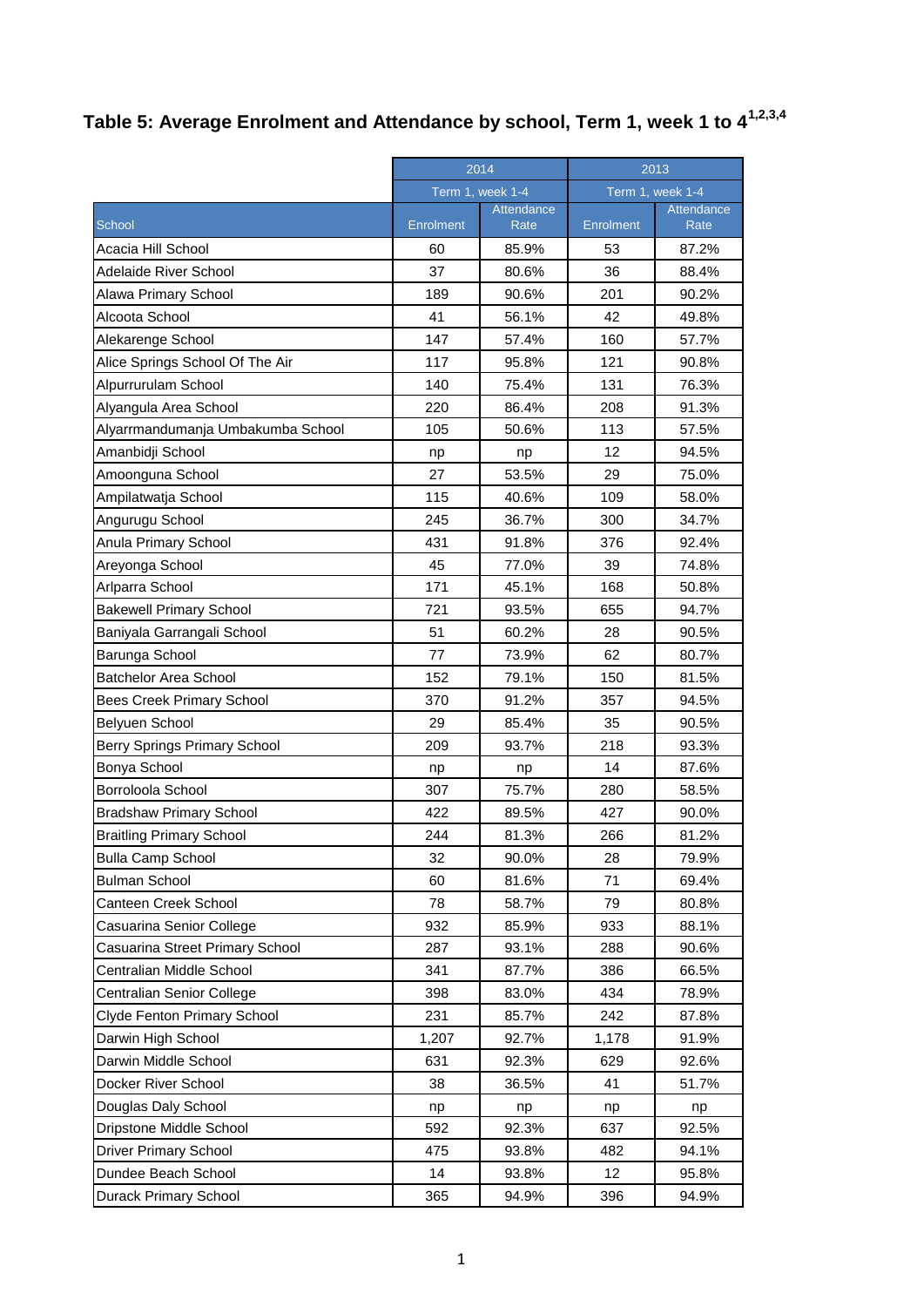## Table 5: Average Enrolment and Attendance by school, Term 1, week 1 to 4[1,2,3,4]

| | 2014 | | 2013 | |
|---|---|---|---|---|
| | Term 1, week 1-4 | | Term 1, week 1-4 | |
| School | Enrolment | Attendance Rate | Enrolment | Attendance Rate |
| Acacia Hill School | 60 | 85.9% | 53 | 87.2% |
| Adelaide River School | 37 | 80.6% | 36 | 88.4% |
| Alawa Primary School | 189 | 90.6% | 201 | 90.2% |
| Alcoota School | 41 | 56.1% | 42 | 49.8% |
| Alekarenge School | 147 | 57.4% | 160 | 57.7% |
| Alice Springs School Of The Air | 117 | 95.8% | 121 | 90.8% |
| Alpurrurulam School | 140 | 75.4% | 131 | 76.3% |
| Alyangula Area School | 220 | 86.4% | 208 | 91.3% |
| Alyarrmandumanja Umbakumba School | 105 | 50.6% | 113 | 57.5% |
| Amanbidji School | np | np | 12 | 94.5% |
| Amoonguna School | 27 | 53.5% | 29 | 75.0% |
| Ampilatwatja School | 115 | 40.6% | 109 | 58.0% |
| Angurugu School | 245 | 36.7% | 300 | 34.7% |
| Anula Primary School | 431 | 91.8% | 376 | 92.4% |
| Areyonga School | 45 | 77.0% | 39 | 74.8% |
| Arlparra School | 171 | 45.1% | 168 | 50.8% |
| Bakewell Primary School | 721 | 93.5% | 655 | 94.7% |
| Baniyala Garrangali School | 51 | 60.2% | 28 | 90.5% |
| Barunga School | 77 | 73.9% | 62 | 80.7% |
| Batchelor Area School | 152 | 79.1% | 150 | 81.5% |
| Bees Creek Primary School | 370 | 91.2% | 357 | 94.5% |
| Belyuen School | 29 | 85.4% | 35 | 90.5% |
| Berry Springs Primary School | 209 | 93.7% | 218 | 93.3% |
| Bonya School | np | np | 14 | 87.6% |
| Borroloola School | 307 | 75.7% | 280 | 58.5% |
| Bradshaw Primary School | 422 | 89.5% | 427 | 90.0% |
| Braitling Primary School | 244 | 81.3% | 266 | 81.2% |
| Bulla Camp School | 32 | 90.0% | 28 | 79.9% |
| Bulman School | 60 | 81.6% | 71 | 69.4% |
| Canteen Creek School | 78 | 58.7% | 79 | 80.8% |
| Casuarina Senior College | 932 | 85.9% | 933 | 88.1% |
| Casuarina Street Primary School | 287 | 93.1% | 288 | 90.6% |
| Centralian Middle School | 341 | 87.7% | 386 | 66.5% |
| Centralian Senior College | 398 | 83.0% | 434 | 78.9% |
| Clyde Fenton Primary School | 231 | 85.7% | 242 | 87.8% |
| Darwin High School | 1,207 | 92.7% | 1,178 | 91.9% |
| Darwin Middle School | 631 | 92.3% | 629 | 92.6% |
| Docker River School | 38 | 36.5% | 41 | 51.7% |
| Douglas Daly School | np | np | np | np |
| Dripstone Middle School | 592 | 92.3% | 637 | 92.5% |
| Driver Primary School | 475 | 93.8% | 482 | 94.1% |
| Dundee Beach School | 14 | 93.8% | 12 | 95.8% |
| Durack Primary School | 365 | 94.9% | 396 | 94.9% |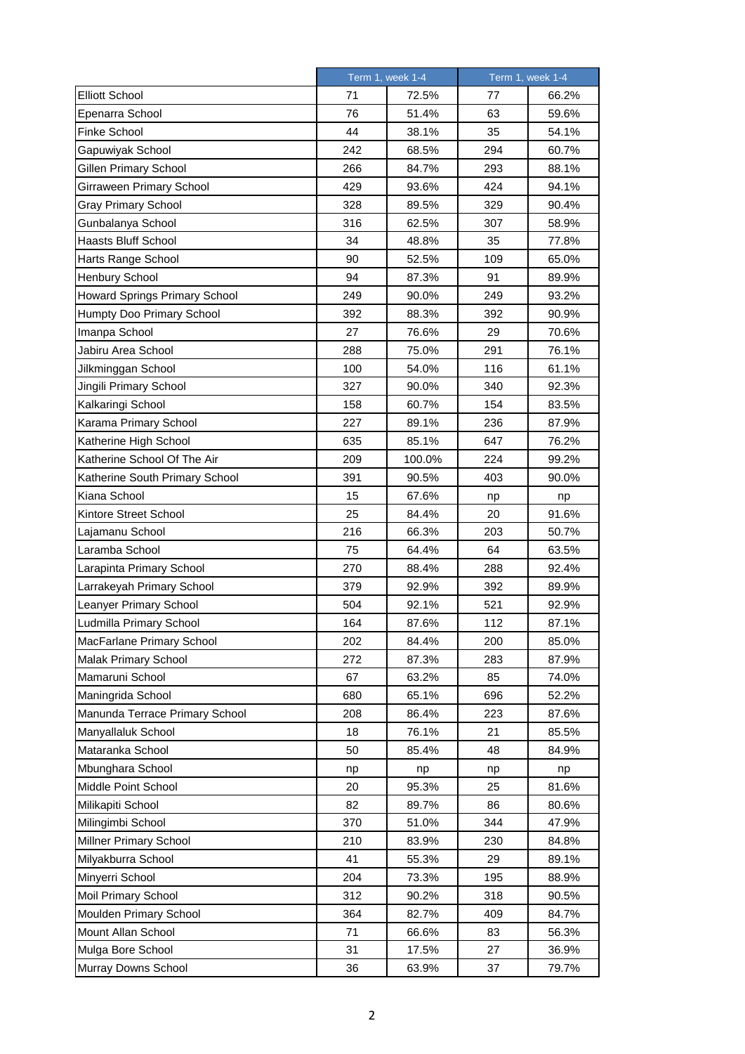| | Term 1, week 1-4 | | Term 1, week 1-4 | |
|---|---|---|---|---|
| Elliott School | 71 | 72.5% | 77 | 66.2% |
| Epenarra School | 76 | 51.4% | 63 | 59.6% |
| Finke School | 44 | 38.1% | 35 | 54.1% |
| Gapuwiyak School | 242 | 68.5% | 294 | 60.7% |
| Gillen Primary School | 266 | 84.7% | 293 | 88.1% |
| Girraween Primary School | 429 | 93.6% | 424 | 94.1% |
| Gray Primary School | 328 | 89.5% | 329 | 90.4% |
| Gunbalanya School | 316 | 62.5% | 307 | 58.9% |
| Haasts Bluff School | 34 | 48.8% | 35 | 77.8% |
| Harts Range School | 90 | 52.5% | 109 | 65.0% |
| Henbury School | 94 | 87.3% | 91 | 89.9% |
| Howard Springs Primary School | 249 | 90.0% | 249 | 93.2% |
| Humpty Doo Primary School | 392 | 88.3% | 392 | 90.9% |
| Imanpa School | 27 | 76.6% | 29 | 70.6% |
| Jabiru Area School | 288 | 75.0% | 291 | 76.1% |
| Jilkminggan School | 100 | 54.0% | 116 | 61.1% |
| Jingili Primary School | 327 | 90.0% | 340 | 92.3% |
| Kalkaringi School | 158 | 60.7% | 154 | 83.5% |
| Karama Primary School | 227 | 89.1% | 236 | 87.9% |
| Katherine High School | 635 | 85.1% | 647 | 76.2% |
| Katherine School Of The Air | 209 | 100.0% | 224 | 99.2% |
| Katherine South Primary School | 391 | 90.5% | 403 | 90.0% |
| Kiana School | 15 | 67.6% | np | np |
| Kintore Street School | 25 | 84.4% | 20 | 91.6% |
| Lajamanu School | 216 | 66.3% | 203 | 50.7% |
| Laramba School | 75 | 64.4% | 64 | 63.5% |
| Larapinta Primary School | 270 | 88.4% | 288 | 92.4% |
| Larrakeyah Primary School | 379 | 92.9% | 392 | 89.9% |
| Leanyer Primary School | 504 | 92.1% | 521 | 92.9% |
| Ludmilla Primary School | 164 | 87.6% | 112 | 87.1% |
| MacFarlane Primary School | 202 | 84.4% | 200 | 85.0% |
| Malak Primary School | 272 | 87.3% | 283 | 87.9% |
| Mamaruni School | 67 | 63.2% | 85 | 74.0% |
| Maningrida School | 680 | 65.1% | 696 | 52.2% |
| Manunda Terrace Primary School | 208 | 86.4% | 223 | 87.6% |
| Manyallaluk School | 18 | 76.1% | 21 | 85.5% |
| Mataranka School | 50 | 85.4% | 48 | 84.9% |
| Mbunghara School | np | np | np | np |
| Middle Point School | 20 | 95.3% | 25 | 81.6% |
| Milikapiti School | 82 | 89.7% | 86 | 80.6% |
| Milingimbi School | 370 | 51.0% | 344 | 47.9% |
| Millner Primary School | 210 | 83.9% | 230 | 84.8% |
| Milyakburra School | 41 | 55.3% | 29 | 89.1% |
| Minyerri School | 204 | 73.3% | 195 | 88.9% |
| Moil Primary School | 312 | 90.2% | 318 | 90.5% |
| Moulden Primary School | 364 | 82.7% | 409 | 84.7% |
| Mount Allan School | 71 | 66.6% | 83 | 56.3% |
| Mulga Bore School | 31 | 17.5% | 27 | 36.9% |
| Murray Downs School | 36 | 63.9% | 37 | 79.7% |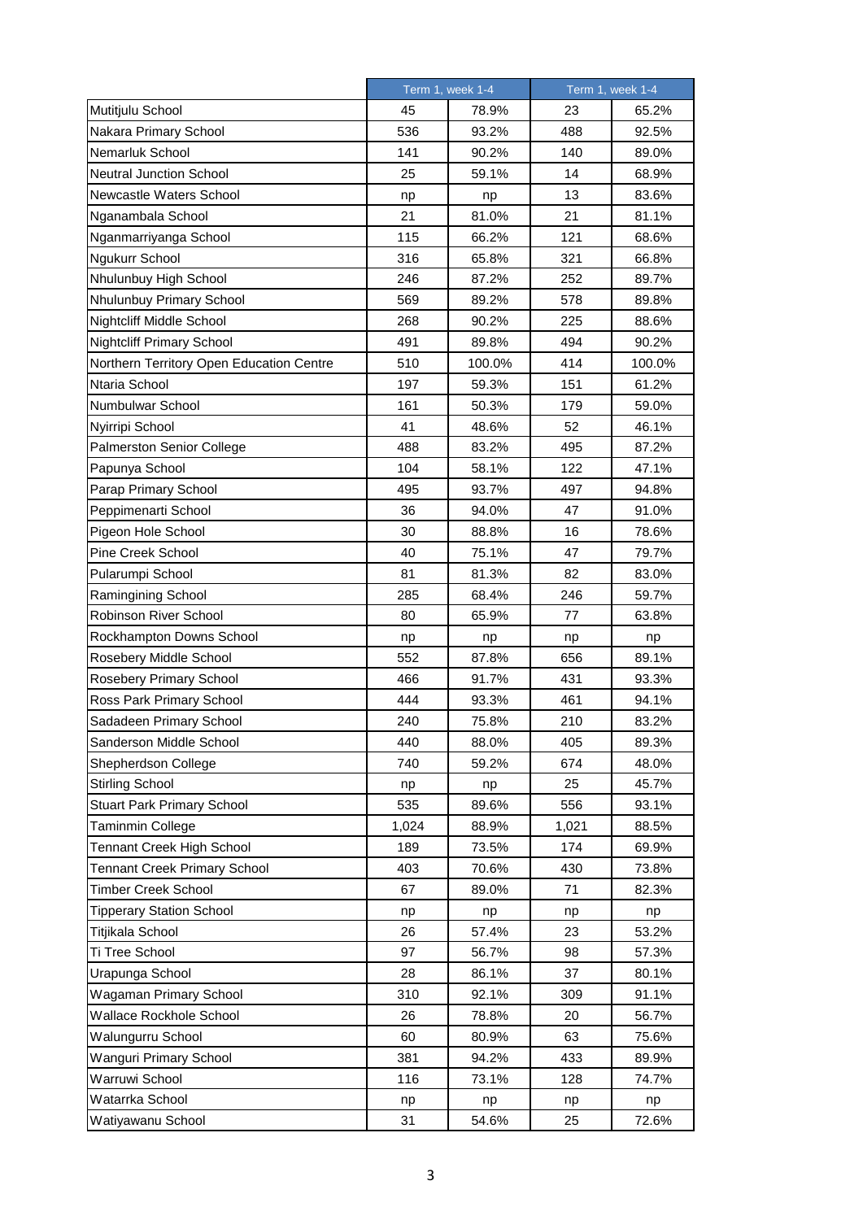| | Term 1, week 1-4 | | Term 1, week 1-4 | |
|---|---|---|---|---|
| Mutitjulu School | 45 | 78.9% | 23 | 65.2% |
| Nakara Primary School | 536 | 93.2% | 488 | 92.5% |
| Nemarluk School | 141 | 90.2% | 140 | 89.0% |
| Neutral Junction School | 25 | 59.1% | 14 | 68.9% |
| Newcastle Waters School | np | np | 13 | 83.6% |
| Nganambala School | 21 | 81.0% | 21 | 81.1% |
| Nganmarriyanga School | 115 | 66.2% | 121 | 68.6% |
| Ngukurr School | 316 | 65.8% | 321 | 66.8% |
| Nhulunbuy High School | 246 | 87.2% | 252 | 89.7% |
| Nhulunbuy Primary School | 569 | 89.2% | 578 | 89.8% |
| Nightcliff Middle School | 268 | 90.2% | 225 | 88.6% |
| Nightcliff Primary School | 491 | 89.8% | 494 | 90.2% |
| Northern Territory Open Education Centre | 510 | 100.0% | 414 | 100.0% |
| Ntaria School | 197 | 59.3% | 151 | 61.2% |
| Numbulwar School | 161 | 50.3% | 179 | 59.0% |
| Nyirripi School | 41 | 48.6% | 52 | 46.1% |
| Palmerston Senior College | 488 | 83.2% | 495 | 87.2% |
| Papunya School | 104 | 58.1% | 122 | 47.1% |
| Parap Primary School | 495 | 93.7% | 497 | 94.8% |
| Peppimenarti School | 36 | 94.0% | 47 | 91.0% |
| Pigeon Hole School | 30 | 88.8% | 16 | 78.6% |
| Pine Creek School | 40 | 75.1% | 47 | 79.7% |
| Pularumpi School | 81 | 81.3% | 82 | 83.0% |
| Ramingining School | 285 | 68.4% | 246 | 59.7% |
| Robinson River School | 80 | 65.9% | 77 | 63.8% |
| Rockhampton Downs School | np | np | np | np |
| Rosebery Middle School | 552 | 87.8% | 656 | 89.1% |
| Rosebery Primary School | 466 | 91.7% | 431 | 93.3% |
| Ross Park Primary School | 444 | 93.3% | 461 | 94.1% |
| Sadadeen Primary School | 240 | 75.8% | 210 | 83.2% |
| Sanderson Middle School | 440 | 88.0% | 405 | 89.3% |
| Shepherdson College | 740 | 59.2% | 674 | 48.0% |
| Stirling School | np | np | 25 | 45.7% |
| Stuart Park Primary School | 535 | 89.6% | 556 | 93.1% |
| Taminmin College | 1,024 | 88.9% | 1,021 | 88.5% |
| Tennant Creek High School | 189 | 73.5% | 174 | 69.9% |
| Tennant Creek Primary School | 403 | 70.6% | 430 | 73.8% |
| Timber Creek School | 67 | 89.0% | 71 | 82.3% |
| Tipperary Station School | np | np | np | np |
| Titjikala School | 26 | 57.4% | 23 | 53.2% |
| Ti Tree School | 97 | 56.7% | 98 | 57.3% |
| Urapunga School | 28 | 86.1% | 37 | 80.1% |
| Wagaman Primary School | 310 | 92.1% | 309 | 91.1% |
| Wallace Rockhole School | 26 | 78.8% | 20 | 56.7% |
| Walungurru School | 60 | 80.9% | 63 | 75.6% |
| Wanguri Primary School | 381 | 94.2% | 433 | 89.9% |
| Warruwi School | 116 | 73.1% | 128 | 74.7% |
| Watarrka School | np | np | np | np |
| Watiyawanu School | 31 | 54.6% | 25 | 72.6% |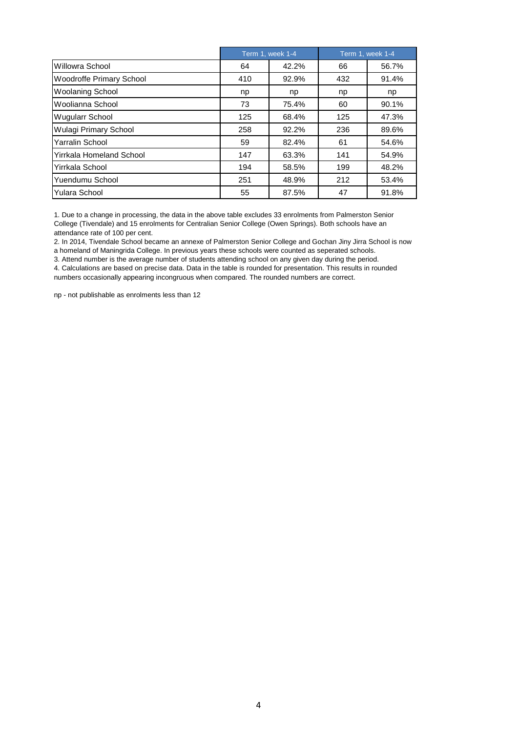| | Term 1, week 1-4 | | Term 1, week 1-4 | |
|---|---|---|---|---|
| Willowra School | 64 | 42.2% | 66 | 56.7% |
| Woodroffe Primary School | 410 | 92.9% | 432 | 91.4% |
| Woolaning School | np | np | np | np |
| Woolianna School | 73 | 75.4% | 60 | 90.1% |
| Wugularr School | 125 | 68.4% | 125 | 47.3% |
| Wulagi Primary School | 258 | 92.2% | 236 | 89.6% |
| Yarralin School | 59 | 82.4% | 61 | 54.6% |
| Yirrkala Homeland School | 147 | 63.3% | 141 | 54.9% |
| Yirrkala School | 194 | 58.5% | 199 | 48.2% |
| Yuendumu School | 251 | 48.9% | 212 | 53.4% |
| Yulara School | 55 | 87.5% | 47 | 91.8% |

1. Due to a change in processing, the data in the above table excludes 33 enrolments from Palmerston Senior College (Tivendale) and 15 enrolments for Centralian Senior College (Owen Springs). Both schools have an attendance rate of 100 per cent.
2. In 2014, Tivendale School became an annexe of Palmerston Senior College and Gochan Jiny Jirra School is now a homeland of Maningrida College. In previous years these schools were counted as seperated schools.
3. Attend number is the average number of students attending school on any given day during the period.
4. Calculations are based on precise data. Data in the table is rounded for presentation. This results in rounded numbers occasionally appearing incongruous when compared. The rounded numbers are correct.

np - not publishable as enrolments less than 12